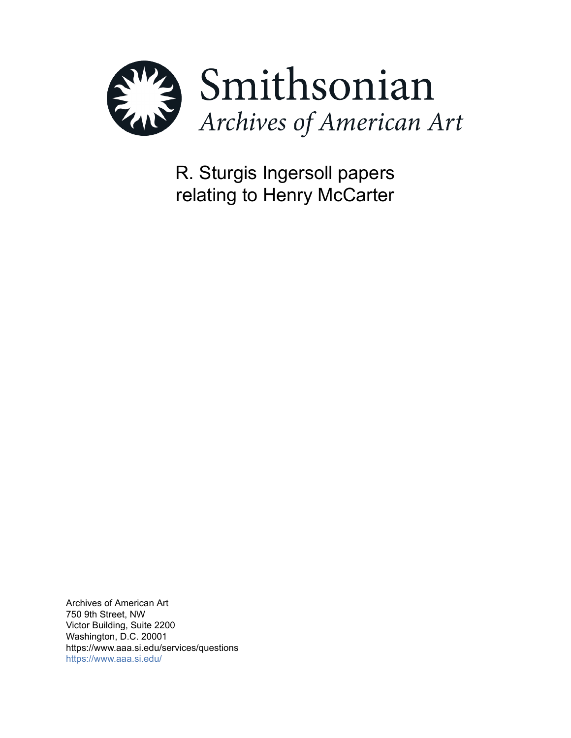# Smithsonian

*Archives of American Art*

R. Sturgis Ingersoll papers relating to Henry McCarter

Archives of American Art
750 9th Street, NW
Victor Building, Suite 2200
Washington, D.C. 20001
https://www.aaa.si.edu/services/questions
https://www.aaa.si.edu/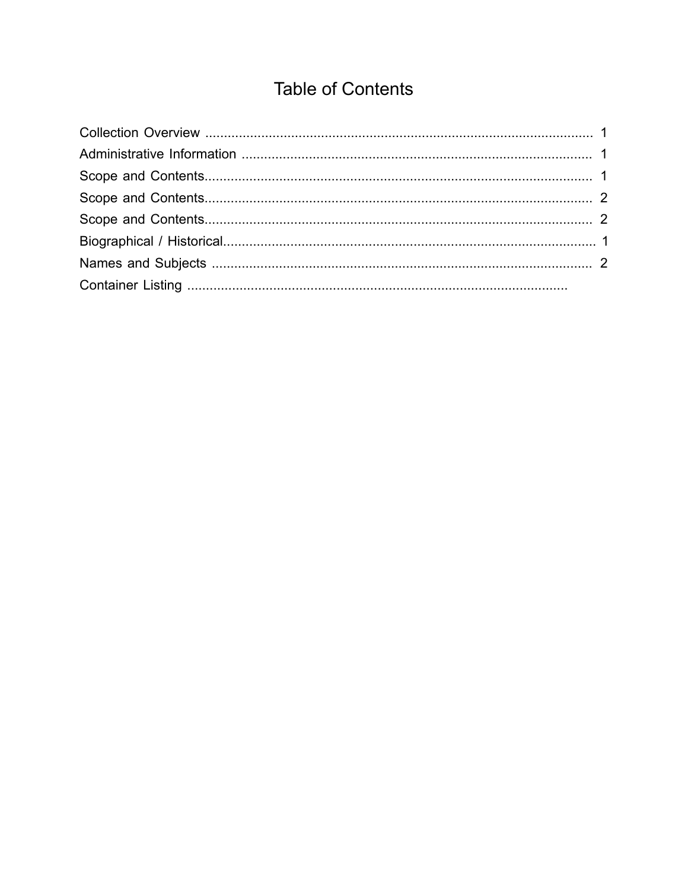# Table of Contents

Collection Overview ........................................................................................................ 1
Administrative Information ............................................................................................... 1
Scope and Contents........................................................................................................ 1
Scope and Contents........................................................................................................ 2
Scope and Contents........................................................................................................ 2
Biographical / Historical................................................................................................... 1
Names and Subjects ....................................................................................................... 2
Container Listing ........................................................................................................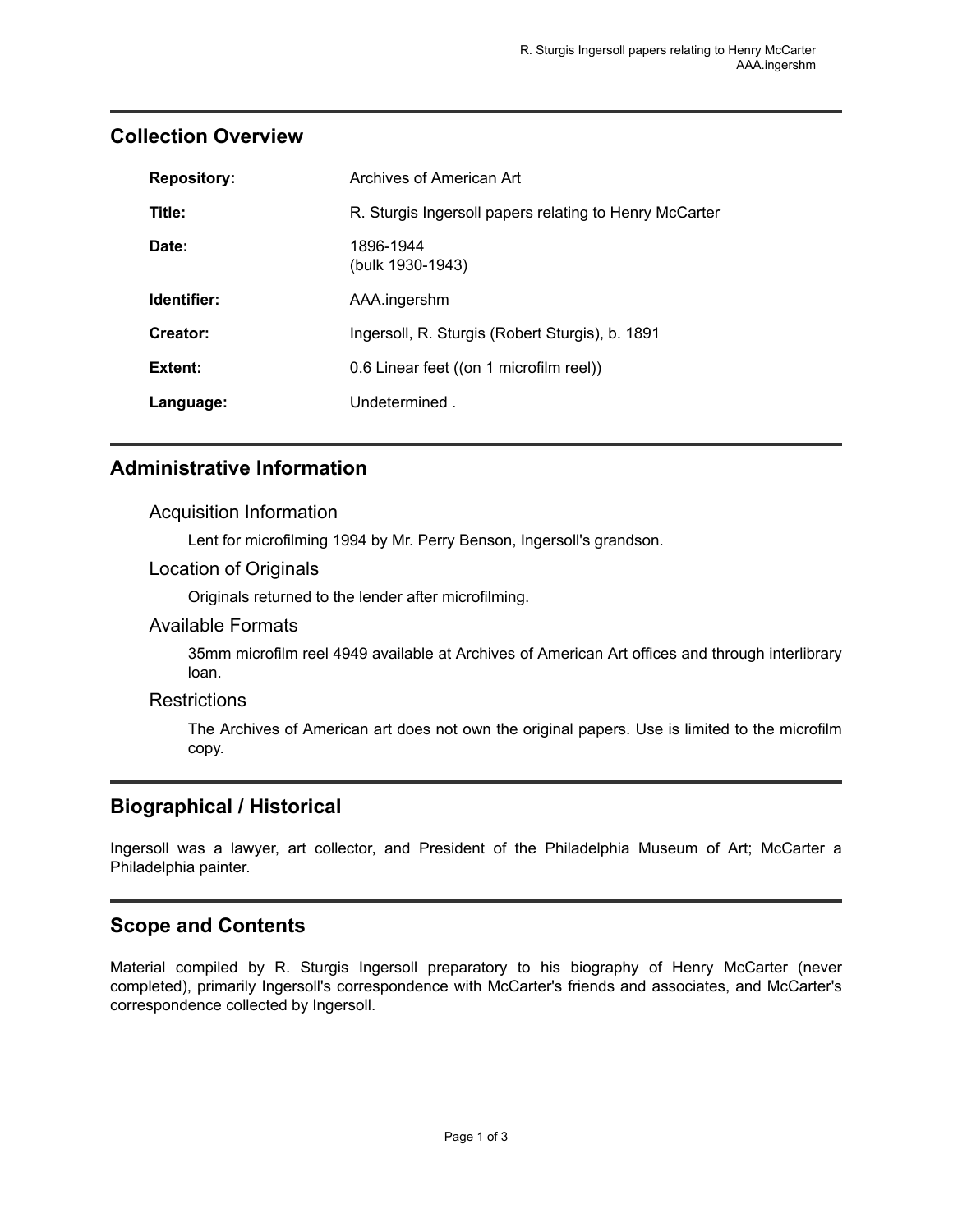## Collection Overview

| | |
|---|---|
| **Repository:** | Archives of American Art |
| **Title:** | R. Sturgis Ingersoll papers relating to Henry McCarter |
| **Date:** | 1896-1944<br>(bulk 1930-1943) |
| **Identifier:** | AAA.ingershm |
| **Creator:** | Ingersoll, R. Sturgis (Robert Sturgis), b. 1891 |
| **Extent:** | 0.6 Linear feet ((on 1 microfilm reel)) |
| **Language:** | Undetermined . |

## Administrative Information

### Acquisition Information

Lent for microfilming 1994 by Mr. Perry Benson, Ingersoll's grandson.

### Location of Originals

Originals returned to the lender after microfilming.

### Available Formats

35mm microfilm reel 4949 available at Archives of American Art offices and through interlibrary loan.

### Restrictions

The Archives of American art does not own the original papers. Use is limited to the microfilm copy.

## Biographical / Historical

Ingersoll was a lawyer, art collector, and President of the Philadelphia Museum of Art; McCarter a Philadelphia painter.

## Scope and Contents

Material compiled by R. Sturgis Ingersoll preparatory to his biography of Henry McCarter (never completed), primarily Ingersoll's correspondence with McCarter's friends and associates, and McCarter's correspondence collected by Ingersoll.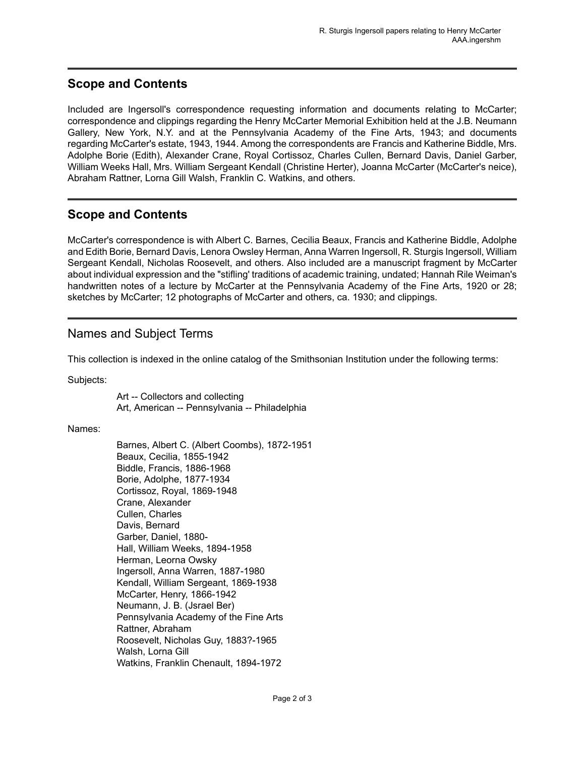## Scope and Contents

Included are Ingersoll's correspondence requesting information and documents relating to McCarter; correspondence and clippings regarding the Henry McCarter Memorial Exhibition held at the J.B. Neumann Gallery, New York, N.Y. and at the Pennsylvania Academy of the Fine Arts, 1943; and documents regarding McCarter's estate, 1943, 1944. Among the correspondents are Francis and Katherine Biddle, Mrs. Adolphe Borie (Edith), Alexander Crane, Royal Cortissoz, Charles Cullen, Bernard Davis, Daniel Garber, William Weeks Hall, Mrs. William Sergeant Kendall (Christine Herter), Joanna McCarter (McCarter's neice), Abraham Rattner, Lorna Gill Walsh, Franklin C. Watkins, and others.

## Scope and Contents

McCarter's correspondence is with Albert C. Barnes, Cecilia Beaux, Francis and Katherine Biddle, Adolphe and Edith Borie, Bernard Davis, Lenora Owsley Herman, Anna Warren Ingersoll, R. Sturgis Ingersoll, William Sergeant Kendall, Nicholas Roosevelt, and others. Also included are a manuscript fragment by McCarter about individual expression and the "stifling' traditions of academic training, undated; Hannah Rile Weiman's handwritten notes of a lecture by McCarter at the Pennsylvania Academy of the Fine Arts, 1920 or 28; sketches by McCarter; 12 photographs of McCarter and others, ca. 1930; and clippings.

## Names and Subject Terms

This collection is indexed in the online catalog of the Smithsonian Institution under the following terms:

Subjects:

- Art -- Collectors and collecting
- Art, American -- Pennsylvania -- Philadelphia

Names:

- Barnes, Albert C. (Albert Coombs), 1872-1951
- Beaux, Cecilia, 1855-1942
- Biddle, Francis, 1886-1968
- Borie, Adolphe, 1877-1934
- Cortissoz, Royal, 1869-1948
- Crane, Alexander
- Cullen, Charles
- Davis, Bernard
- Garber, Daniel, 1880-
- Hall, William Weeks, 1894-1958
- Herman, Leorna Owsky
- Ingersoll, Anna Warren, 1887-1980
- Kendall, William Sergeant, 1869-1938
- McCarter, Henry, 1866-1942
- Neumann, J. B. (Jsrael Ber)
- Pennsylvania Academy of the Fine Arts
- Rattner, Abraham
- Roosevelt, Nicholas Guy, 1883?-1965
- Walsh, Lorna Gill
- Watkins, Franklin Chenault, 1894-1972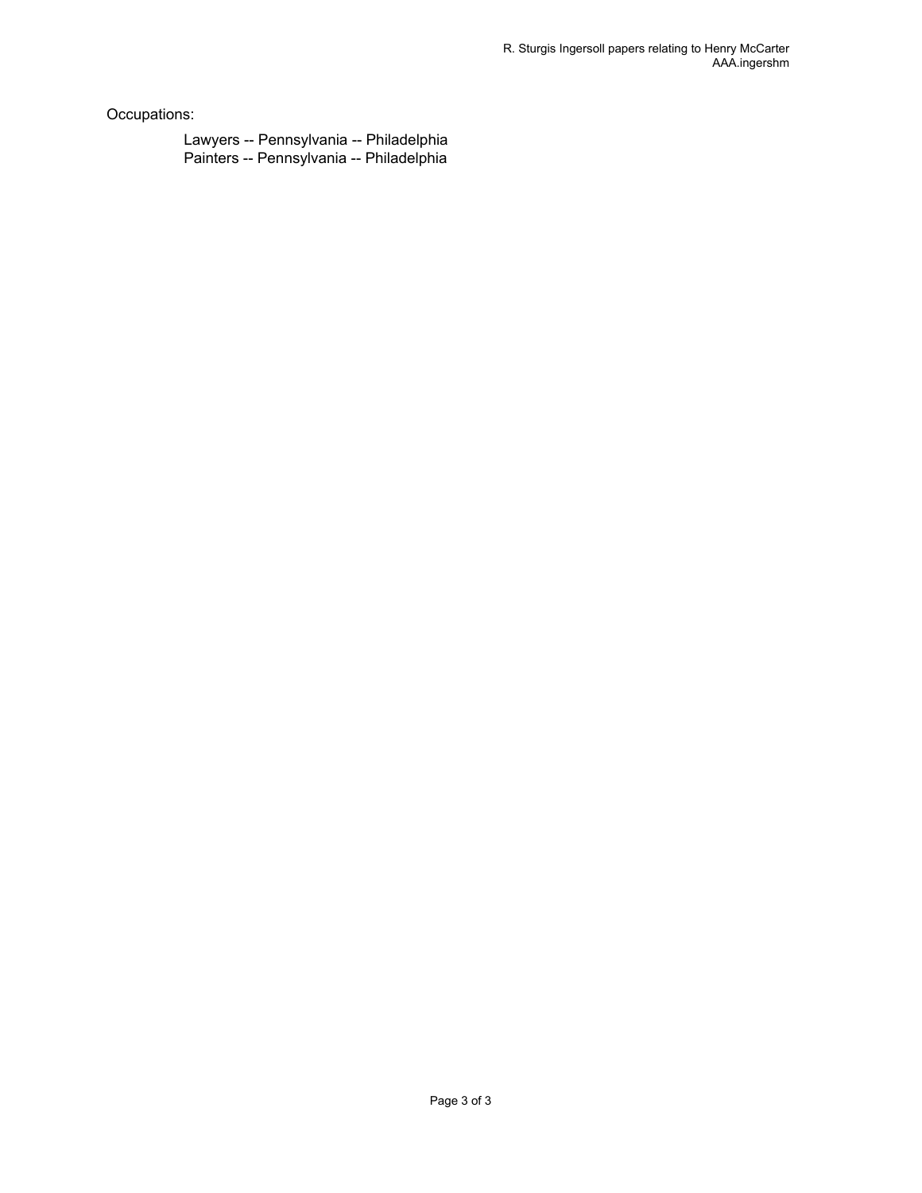Occupations:

- Lawyers -- Pennsylvania -- Philadelphia
- Painters -- Pennsylvania -- Philadelphia